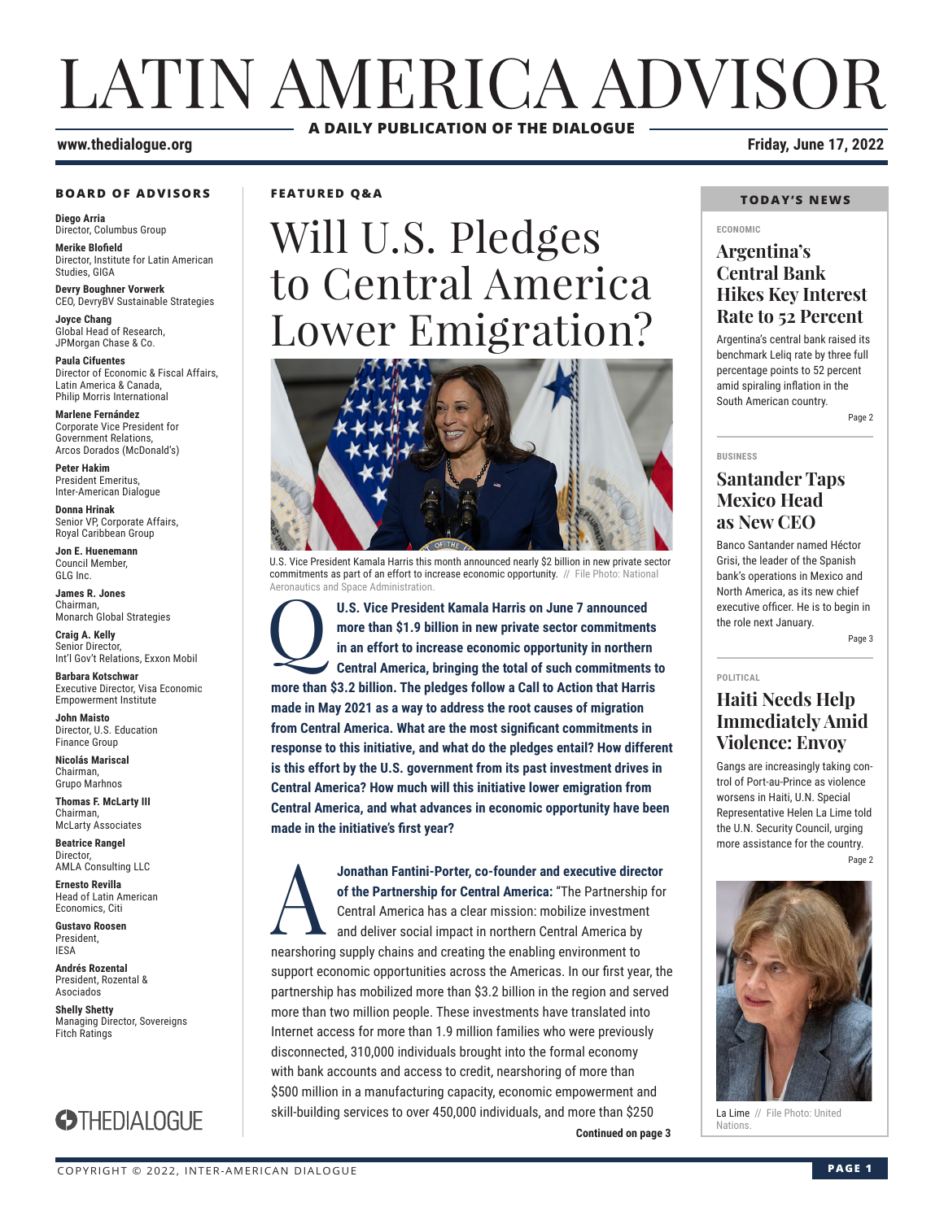# LATIN AMERICA ADVISOR

**A DAILY PUBLICATION OF THE DIALOGUE**

www.thedialogue.org

**Friday, June 17, 2022**

### BOARD OF ADVISORS

**Diego Arria**
Director, Columbus Group

**Merike Blofield**
Director, Institute for Latin American Studies, GIGA

**Devry Boughner Vorwerk**
CEO, DevryBV Sustainable Strategies

**Joyce Chang**
Global Head of Research, JPMorgan Chase & Co.

**Paula Cifuentes**
Director of Economic & Fiscal Affairs, Latin America & Canada, Philip Morris International

**Marlene Fernández**
Corporate Vice President for Government Relations, Arcos Dorados (McDonald's)

**Peter Hakim**
President Emeritus, Inter-American Dialogue

**Donna Hrinak**
Senior VP, Corporate Affairs, Royal Caribbean Group

**Jon E. Huenemann**
Council Member, GLG Inc.

**James R. Jones**
Chairman, Monarch Global Strategies

**Craig A. Kelly**
Senior Director, Int'l Gov't Relations, Exxon Mobil

**Barbara Kotschwar**
Executive Director, Visa Economic Empowerment Institute

**John Maisto**
Director, U.S. Education Finance Group

**Nicolás Mariscal**
Chairman, Grupo Marhnos

**Thomas F. McLarty III**
Chairman, McLarty Associates

**Beatrice Rangel**
Director, AMLA Consulting LLC

**Ernesto Revilla**
Head of Latin American Economics, Citi

**Gustavo Roosen**
President, IESA

**Andrés Rozental**
President, Rozental & Asociados

**Shelly Shetty**
Managing Director, Sovereigns Fitch Ratings

THEDIALOGUE

### FEATURED Q&A

# Will U.S. Pledges to Central America Lower Emigration?

U.S. Vice President Kamala Harris this month announced nearly $2 billion in new private sector commitments as part of an effort to increase economic opportunity. // File Photo: National Aeronautics and Space Administration.

**Q: U.S. Vice President Kamala Harris on June 7 announced more than $1.9 billion in new private sector commitments in an effort to increase economic opportunity in northern Central America, bringing the total of such commitments to more than $3.2 billion. The pledges follow a Call to Action that Harris made in May 2021 as a way to address the root causes of migration from Central America. What are the most significant commitments in response to this initiative, and what do the pledges entail? How different is this effort by the U.S. government from its past investment drives in Central America? How much will this initiative lower emigration from Central America, and what advances in economic opportunity have been made in the initiative's first year?**

**A: Jonathan Fantini-Porter, co-founder and executive director of the Partnership for Central America:** "The Partnership for Central America has a clear mission: mobilize investment and deliver social impact in northern Central America by nearshoring supply chains and creating the enabling environment to support economic opportunities across the Americas. In our first year, the partnership has mobilized more than $3.2 billion in the region and served more than two million people. These investments have translated into Internet access for more than 1.9 million families who were previously disconnected, 310,000 individuals brought into the formal economy with bank accounts and access to credit, nearshoring of more than $500 million in a manufacturing capacity, economic empowerment and skill-building services to over 450,000 individuals, and more than $250

**Continued on page 3**

### TODAY'S NEWS

ECONOMIC

## Argentina's Central Bank Hikes Key Interest Rate to 52 Percent

Argentina's central bank raised its benchmark Leliq rate by three full percentage points to 52 percent amid spiraling inflation in the South American country.

Page 2

BUSINESS

## Santander Taps Mexico Head as New CEO

Banco Santander named Héctor Grisi, the leader of the Spanish bank's operations in Mexico and North America, as its new chief executive officer. He is to begin in the role next January.

Page 3

POLITICAL

## Haiti Needs Help Immediately Amid Violence: Envoy

Gangs are increasingly taking control of Port-au-Prince as violence worsens in Haiti, U.N. Special Representative Helen La Lime told the U.N. Security Council, urging more assistance for the country.

Page 2

La Lime // File Photo: United Nations.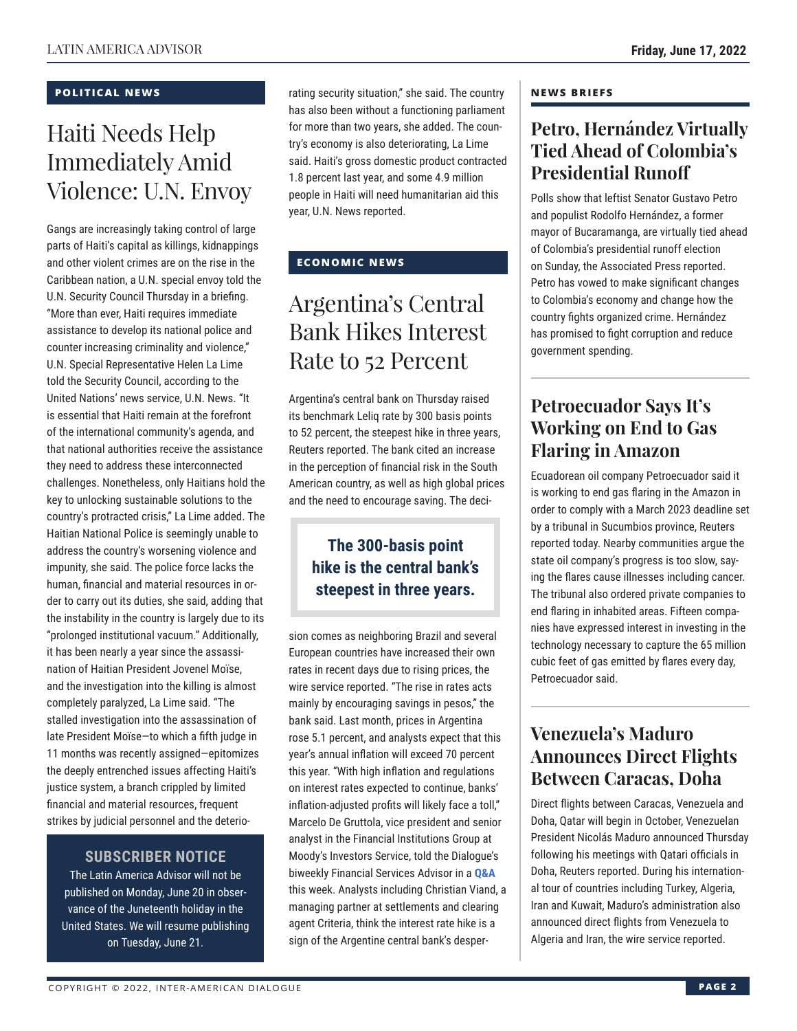**POLITICAL NEWS**

# Haiti Needs Help Immediately Amid Violence: U.N. Envoy

Gangs are increasingly taking control of large parts of Haiti's capital as killings, kidnappings and other violent crimes are on the rise in the Caribbean nation, a U.N. special envoy told the U.N. Security Council Thursday in a briefing. "More than ever, Haiti requires immediate assistance to develop its national police and counter increasing criminality and violence," U.N. Special Representative Helen La Lime told the Security Council, according to the United Nations' news service, U.N. News. "It is essential that Haiti remain at the forefront of the international community's agenda, and that national authorities receive the assistance they need to address these interconnected challenges. Nonetheless, only Haitians hold the key to unlocking sustainable solutions to the country's protracted crisis," La Lime added. The Haitian National Police is seemingly unable to address the country's worsening violence and impunity, she said. The police force lacks the human, financial and material resources in order to carry out its duties, she said, adding that the instability in the country is largely due to its "prolonged institutional vacuum." Additionally, it has been nearly a year since the assassination of Haitian President Jovenel Moïse, and the investigation into the killing is almost completely paralyzed, La Lime said. "The stalled investigation into the assassination of late President Moïse—to which a fifth judge in 11 months was recently assigned—epitomizes the deeply entrenched issues affecting Haiti's justice system, a branch crippled by limited financial and material resources, frequent strikes by judicial personnel and the deteriorating security situation," she said. The country has also been without a functioning parliament for more than two years, she added. The country's economy is also deteriorating, La Lime said. Haiti's gross domestic product contracted 1.8 percent last year, and some 4.9 million people in Haiti will need humanitarian aid this year, U.N. News reported.

**SUBSCRIBER NOTICE**

The Latin America Advisor will not be published on Monday, June 20 in observance of the Juneteenth holiday in the United States. We will resume publishing on Tuesday, June 21.

**ECONOMIC NEWS**

# Argentina's Central Bank Hikes Interest Rate to 52 Percent

Argentina's central bank on Thursday raised its benchmark Leliq rate by 300 basis points to 52 percent, the steepest hike in three years, Reuters reported. The bank cited an increase in the perception of financial risk in the South American country, as well as high global prices and the need to encourage saving. The decision comes as neighboring Brazil and several European countries have increased their own rates in recent days due to rising prices, the wire service reported. "The rise in rates acts mainly by encouraging savings in pesos," the bank said. Last month, prices in Argentina rose 5.1 percent, and analysts expect that this year's annual inflation will exceed 70 percent this year. "With high inflation and regulations on interest rates expected to continue, banks' inflation-adjusted profits will likely face a toll," Marcelo De Gruttola, vice president and senior analyst in the Financial Institutions Group at Moody's Investors Service, told the Dialogue's biweekly Financial Services Advisor in a Q&A this week. Analysts including Christian Viand, a managing partner at settlements and clearing agent Criteria, think the interest rate hike is a sign of the Argentine central bank's desper-

> **The 300-basis point hike is the central bank's steepest in three years.**

**NEWS BRIEFS**

## Petro, Hernández Virtually Tied Ahead of Colombia's Presidential Runoff

Polls show that leftist Senator Gustavo Petro and populist Rodolfo Hernández, a former mayor of Bucaramanga, are virtually tied ahead of Colombia's presidential runoff election on Sunday, the Associated Press reported. Petro has vowed to make significant changes to Colombia's economy and change how the country fights organized crime. Hernández has promised to fight corruption and reduce government spending.

## Petroecuador Says It's Working on End to Gas Flaring in Amazon

Ecuadorean oil company Petroecuador said it is working to end gas flaring in the Amazon in order to comply with a March 2023 deadline set by a tribunal in Sucumbios province, Reuters reported today. Nearby communities argue the state oil company's progress is too slow, saying the flares cause illnesses including cancer. The tribunal also ordered private companies to end flaring in inhabited areas. Fifteen companies have expressed interest in investing in the technology necessary to capture the 65 million cubic feet of gas emitted by flares every day, Petroecuador said.

## Venezuela's Maduro Announces Direct Flights Between Caracas, Doha

Direct flights between Caracas, Venezuela and Doha, Qatar will begin in October, Venezuelan President Nicolás Maduro announced Thursday following his meetings with Qatari officials in Doha, Reuters reported. During his international tour of countries including Turkey, Algeria, Iran and Kuwait, Maduro's administration also announced direct flights from Venezuela to Algeria and Iran, the wire service reported.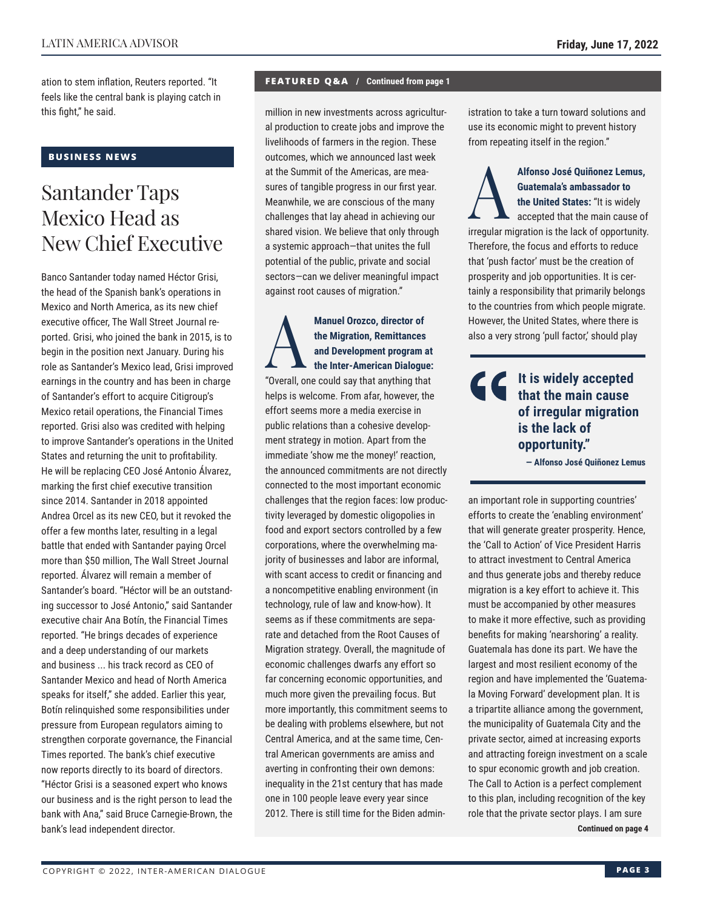ation to stem inflation, Reuters reported. "It feels like the central bank is playing catch in this fight," he said.

## BUSINESS NEWS

# Santander Taps Mexico Head as New Chief Executive

Banco Santander today named Héctor Grisi, the head of the Spanish bank's operations in Mexico and North America, as its new chief executive officer, The Wall Street Journal reported. Grisi, who joined the bank in 2015, is to begin in the position next January. During his role as Santander's Mexico lead, Grisi improved earnings in the country and has been in charge of Santander's effort to acquire Citigroup's Mexico retail operations, the Financial Times reported. Grisi also was credited with helping to improve Santander's operations in the United States and returning the unit to profitability. He will be replacing CEO José Antonio Álvarez, marking the first chief executive transition since 2014. Santander in 2018 appointed Andrea Orcel as its new CEO, but it revoked the offer a few months later, resulting in a legal battle that ended with Santander paying Orcel more than $50 million, The Wall Street Journal reported. Álvarez will remain a member of Santander's board. "Héctor will be an outstanding successor to José Antonio," said Santander executive chair Ana Botín, the Financial Times reported. "He brings decades of experience and a deep understanding of our markets and business ... his track record as CEO of Santander Mexico and head of North America speaks for itself," she added. Earlier this year, Botín relinquished some responsibilities under pressure from European regulators aiming to strengthen corporate governance, the Financial Times reported. The bank's chief executive now reports directly to its board of directors. "Héctor Grisi is a seasoned expert who knows our business and is the right person to lead the bank with Ana," said Bruce Carnegie-Brown, the bank's lead independent director.

## FEATURED Q&A / Continued from page 1

million in new investments across agricultural production to create jobs and improve the livelihoods of farmers in the region. These outcomes, which we announced last week at the Summit of the Americas, are measures of tangible progress in our first year. Meanwhile, we are conscious of the many challenges that lay ahead in achieving our shared vision. We believe that only through a systemic approach—that unites the full potential of the public, private and social sectors—can we deliver meaningful impact against root causes of migration."

**A** **Manuel Orozco, director of the Migration, Remittances and Development program at the Inter-American Dialogue:** "Overall, one could say that anything that helps is welcome. From afar, however, the effort seems more a media exercise in public relations than a cohesive development strategy in motion. Apart from the immediate 'show me the money!' reaction, the announced commitments are not directly connected to the most important economic challenges that the region faces: low productivity leveraged by domestic oligopolies in food and export sectors controlled by a few corporations, where the overwhelming majority of businesses and labor are informal, with scant access to credit or financing and a noncompetitive enabling environment (in technology, rule of law and know-how). It seems as if these commitments are separate and detached from the Root Causes of Migration strategy. Overall, the magnitude of economic challenges dwarfs any effort so far concerning economic opportunities, and much more given the prevailing focus. But more importantly, this commitment seems to be dealing with problems elsewhere, but not Central America, and at the same time, Central American governments are amiss and averting in confronting their own demons: inequality in the 21st century that has made one in 100 people leave every year since 2012. There is still time for the Biden administration to take a turn toward solutions and use its economic might to prevent history from repeating itself in the region."

**A** **Alfonso José Quiñonez Lemus, Guatemala's ambassador to the United States:** "It is widely accepted that the main cause of irregular migration is the lack of opportunity. Therefore, the focus and efforts to reduce that 'push factor' must be the creation of prosperity and job opportunities. It is certainly a responsibility that primarily belongs to the countries from which people migrate. However, the United States, where there is also a very strong 'pull factor,' should play an important role in supporting countries' efforts to create the 'enabling environment' that will generate greater prosperity. Hence, the 'Call to Action' of Vice President Harris to attract investment to Central America and thus generate jobs and thereby reduce migration is a key effort to achieve it. This must be accompanied by other measures to make it more effective, such as providing benefits for making 'nearshoring' a reality. Guatemala has done its part. We have the largest and most resilient economy of the region and have implemented the 'Guatemala Moving Forward' development plan. It is a tripartite alliance among the government, the municipality of Guatemala City and the private sector, aimed at increasing exports and attracting foreign investment on a scale to spur economic growth and job creation. The Call to Action is a perfect complement to this plan, including recognition of the key role that the private sector plays. I am sure

> **"It is widely accepted that the main cause of irregular migration is the lack of opportunity."**
> — Alfonso José Quiñonez Lemus

Continued on page 4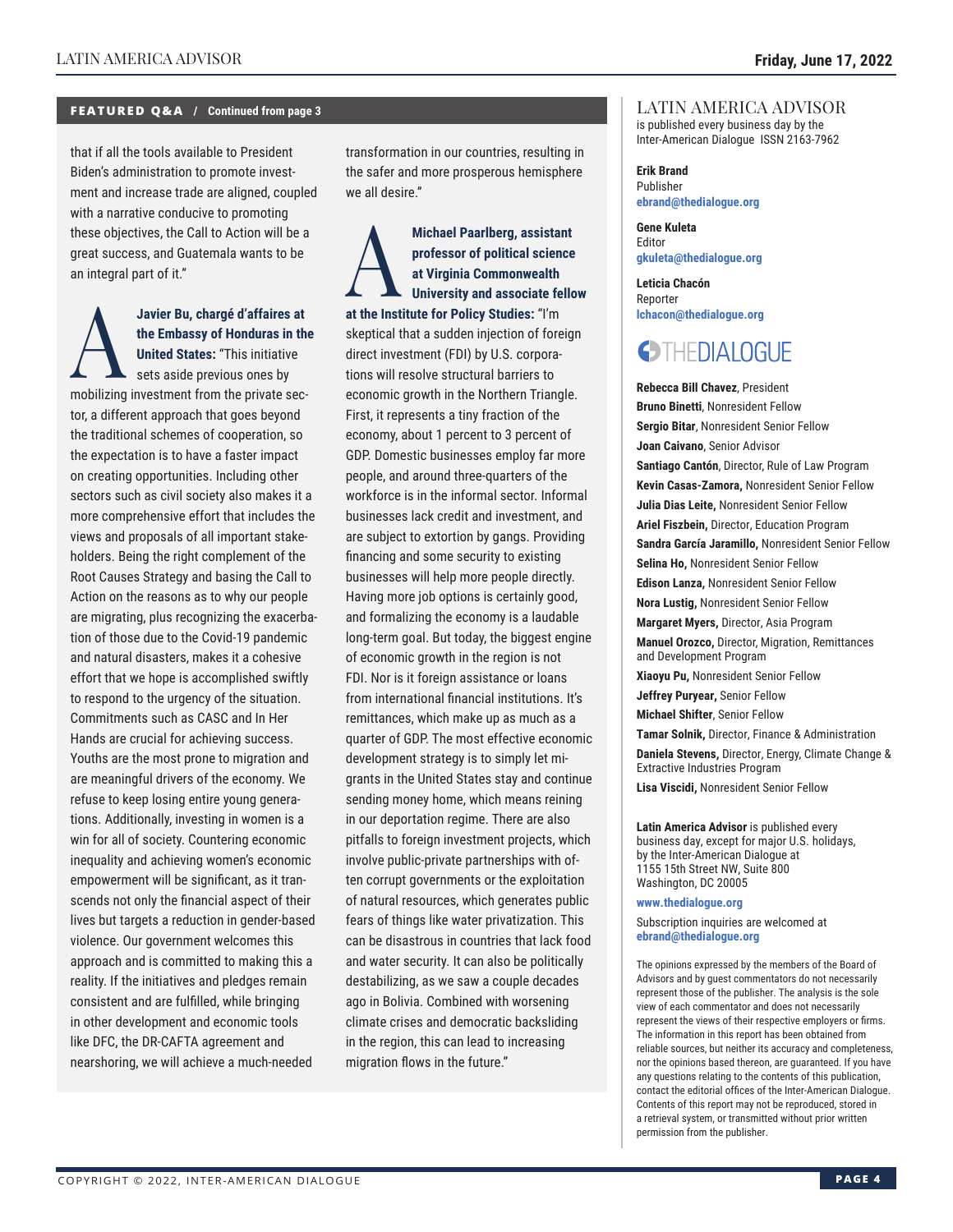**FEATURED Q&A / Continued from page 3**

that if all the tools available to President Biden's administration to promote investment and increase trade are aligned, coupled with a narrative conducive to promoting these objectives, the Call to Action will be a great success, and Guatemala wants to be an integral part of it."

**A** **Javier Bu, chargé d'affaires at the Embassy of Honduras in the United States:** "This initiative sets aside previous ones by mobilizing investment from the private sector, a different approach that goes beyond the traditional schemes of cooperation, so the expectation is to have a faster impact on creating opportunities. Including other sectors such as civil society also makes it a more comprehensive effort that includes the views and proposals of all important stakeholders. Being the right complement of the Root Causes Strategy and basing the Call to Action on the reasons as to why our people are migrating, plus recognizing the exacerbation of those due to the Covid-19 pandemic and natural disasters, makes it a cohesive effort that we hope is accomplished swiftly to respond to the urgency of the situation. Commitments such as CASC and In Her Hands are crucial for achieving success. Youths are the most prone to migration and are meaningful drivers of the economy. We refuse to keep losing entire young generations. Additionally, investing in women is a win for all of society. Countering economic inequality and achieving women's economic empowerment will be significant, as it transcends not only the financial aspect of their lives but targets a reduction in gender-based violence. Our government welcomes this approach and is committed to making this a reality. If the initiatives and pledges remain consistent and are fulfilled, while bringing in other development and economic tools like DFC, the DR-CAFTA agreement and nearshoring, we will achieve a much-needed transformation in our countries, resulting in the safer and more prosperous hemisphere we all desire."

**A** **Michael Paarlberg, assistant professor of political science at Virginia Commonwealth University and associate fellow at the Institute for Policy Studies:** "I'm skeptical that a sudden injection of foreign direct investment (FDI) by U.S. corporations will resolve structural barriers to economic growth in the Northern Triangle. First, it represents a tiny fraction of the economy, about 1 percent to 3 percent of GDP. Domestic businesses employ far more people, and around three-quarters of the workforce is in the informal sector. Informal businesses lack credit and investment, and are subject to extortion by gangs. Providing financing and some security to existing businesses will help more people directly. Having more job options is certainly good, and formalizing the economy is a laudable long-term goal. But today, the biggest engine of economic growth in the region is not FDI. Nor is it foreign assistance or loans from international financial institutions. It's remittances, which make up as much as a quarter of GDP. The most effective economic development strategy is to simply let migrants in the United States stay and continue sending money home, which means reining in our deportation regime. There are also pitfalls to foreign investment projects, which involve public-private partnerships with often corrupt governments or the exploitation of natural resources, which generates public fears of things like water privatization. This can be disastrous in countries that lack food and water security. It can also be politically destabilizing, as we saw a couple decades ago in Bolivia. Combined with worsening climate crises and democratic backsliding in the region, this can lead to increasing migration flows in the future."

LATIN AMERICA ADVISOR
is published every business day by the Inter-American Dialogue ISSN 2163-7962

**Erik Brand**
Publisher
**ebrand@thedialogue.org**

**Gene Kuleta**
Editor
**gkuleta@thedialogue.org**

**Leticia Chacón**
Reporter
**lchacon@thedialogue.org**

THEDIALOGUE

**Rebecca Bill Chavez**, President
**Bruno Binetti**, Nonresident Fellow
**Sergio Bitar**, Nonresident Senior Fellow
**Joan Caivano**, Senior Advisor
**Santiago Cantón**, Director, Rule of Law Program
**Kevin Casas-Zamora,** Nonresident Senior Fellow
**Julia Dias Leite,** Nonresident Senior Fellow
**Ariel Fiszbein,** Director, Education Program
**Sandra García Jaramillo,** Nonresident Senior Fellow
**Selina Ho,** Nonresident Senior Fellow
**Edison Lanza,** Nonresident Senior Fellow
**Nora Lustig,** Nonresident Senior Fellow
**Margaret Myers,** Director, Asia Program
**Manuel Orozco,** Director, Migration, Remittances and Development Program
**Xiaoyu Pu,** Nonresident Senior Fellow
**Jeffrey Puryear,** Senior Fellow
**Michael Shifter**, Senior Fellow
**Tamar Solnik,** Director, Finance & Administration
**Daniela Stevens,** Director, Energy, Climate Change & Extractive Industries Program
**Lisa Viscidi,** Nonresident Senior Fellow

**Latin America Advisor** is published every business day, except for major U.S. holidays, by the Inter-American Dialogue at 1155 15th Street NW, Suite 800 Washington, DC 20005

**www.thedialogue.org**

Subscription inquiries are welcomed at **ebrand@thedialogue.org**

The opinions expressed by the members of the Board of Advisors and by guest commentators do not necessarily represent those of the publisher. The analysis is the sole view of each commentator and does not necessarily represent the views of their respective employers or firms. The information in this report has been obtained from reliable sources, but neither its accuracy and completeness, nor the opinions based thereon, are guaranteed. If you have any questions relating to the contents of this publication, contact the editorial offices of the Inter-American Dialogue. Contents of this report may not be reproduced, stored in a retrieval system, or transmitted without prior written permission from the publisher.